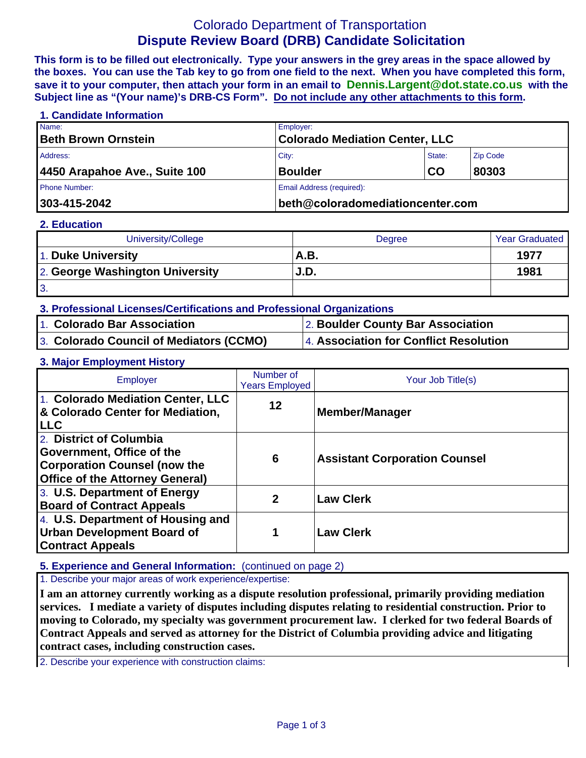# Colorado Department of Transportation
## Dispute Review Board (DRB) Candidate Solicitation

**This form is to be filled out electronically. Type your answers in the grey areas in the space allowed by the boxes. You can use the Tab key to go from one field to the next. When you have completed this form, save it to your computer, then attach your form in an email to Dennis.Largent@dot.state.co.us with the Subject line as "(Your name)'s DRB-CS Form". Do not include any other attachments to this form.**

### 1. Candidate Information

| Name: | Employer: | | |
|---|---|---|---|
| **Beth Brown Ornstein** | **Colorado Mediation Center, LLC** | | |
| Address: | City: | State: | Zip Code |
| **4450 Arapahoe Ave., Suite 100** | **Boulder** | **CO** | **80303** |
| Phone Number: | Email Address (required): | | |
| **303-415-2042** | **beth@coloradomediationcenter.com** | | |

### 2. Education

| University/College | Degree | Year Graduated |
|---|---|---|
| 1. **Duke University** | **A.B.** | **1977** |
| 2. **George Washington University** | **J.D.** | **1981** |
| 3. | | |

### 3. Professional Licenses/Certifications and Professional Organizations

| | |
|---|---|
| 1. **Colorado Bar Association** | 2. **Boulder County Bar Association** |
| 3. **Colorado Council of Mediators (CCMO)** | 4. **Association for Conflict Resolution** |

### 3. Major Employment History

| Employer | Number of Years Employed | Your Job Title(s) |
|---|---|---|
| 1. **Colorado Mediation Center, LLC & Colorado Center for Mediation, LLC** | **12** | **Member/Manager** |
| 2. **District of Columbia Government, Office of the Corporation Counsel (now the Office of the Attorney General)** | **6** | **Assistant Corporation Counsel** |
| 3. **U.S. Department of Energy Board of Contract Appeals** | **2** | **Law Clerk** |
| 4. **U.S. Department of Housing and Urban Development Board of Contract Appeals** | **1** | **Law Clerk** |

### 5. Experience and General Information: (continued on page 2)

1. Describe your major areas of work experience/expertise:

**I am an attorney currently working as a dispute resolution professional, primarily providing mediation services. I mediate a variety of disputes including disputes relating to residential construction. Prior to moving to Colorado, my specialty was government procurement law. I clerked for two federal Boards of Contract Appeals and served as attorney for the District of Columbia providing advice and litigating contract cases, including construction cases.**

2. Describe your experience with construction claims: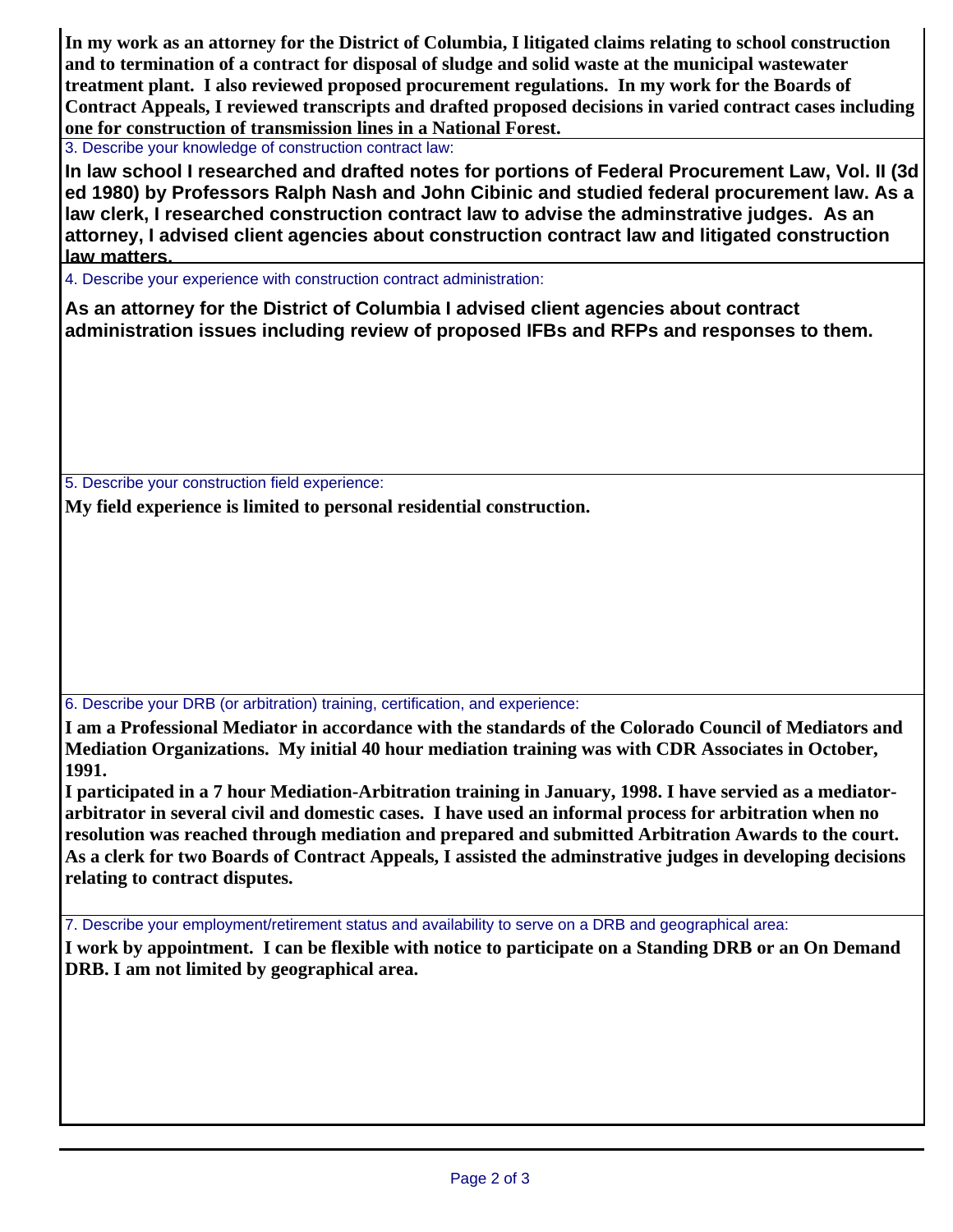**In my work as an attorney for the District of Columbia, I litigated claims relating to school construction and to termination of a contract for disposal of sludge and solid waste at the municipal wastewater treatment plant. I also reviewed proposed procurement regulations. In my work for the Boards of Contract Appeals, I reviewed transcripts and drafted proposed decisions in varied contract cases including one for construction of transmission lines in a National Forest.**

3. Describe your knowledge of construction contract law:

**In law school I researched and drafted notes for portions of Federal Procurement Law, Vol. II (3d ed 1980) by Professors Ralph Nash and John Cibinic and studied federal procurement law. As a law clerk, I researched construction contract law to advise the adminstrative judges. As an attorney, I advised client agencies about construction contract law and litigated construction law matters.**

4. Describe your experience with construction contract administration:

**As an attorney for the District of Columbia I advised client agencies about contract administration issues including review of proposed IFBs and RFPs and responses to them.**

5. Describe your construction field experience:

**My field experience is limited to personal residential construction.**

6. Describe your DRB (or arbitration) training, certification, and experience:

**I am a Professional Mediator in accordance with the standards of the Colorado Council of Mediators and Mediation Organizations. My initial 40 hour mediation training was with CDR Associates in October, 1991.**

**I participated in a 7 hour Mediation-Arbitration training in January, 1998. I have servied as a mediator-arbitrator in several civil and domestic cases. I have used an informal process for arbitration when no resolution was reached through mediation and prepared and submitted Arbitration Awards to the court. As a clerk for two Boards of Contract Appeals, I assisted the adminstrative judges in developing decisions relating to contract disputes.**

7. Describe your employment/retirement status and availability to serve on a DRB and geographical area:

**I work by appointment. I can be flexible with notice to participate on a Standing DRB or an On Demand DRB. I am not limited by geographical area.**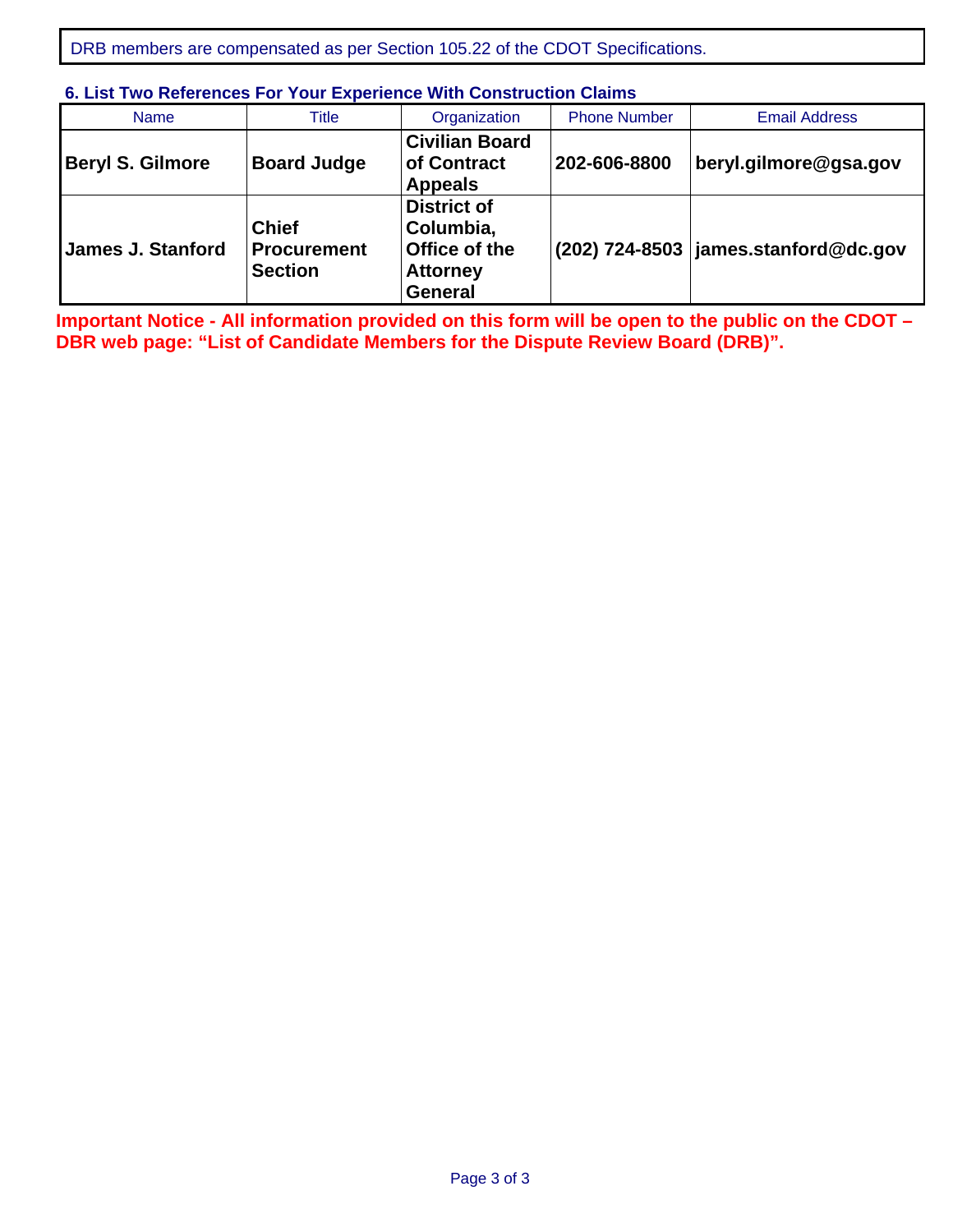DRB members are compensated as per Section 105.22 of the CDOT Specifications.

**6. List Two References For Your Experience With Construction Claims**

| Name | Title | Organization | Phone Number | Email Address |
|---|---|---|---|---|
| **Beryl S. Gilmore** | **Board Judge** | **Civilian Board of Contract Appeals** | **202-606-8800** | **beryl.gilmore@gsa.gov** |
| **James J. Stanford** | **Chief Procurement Section** | **District of Columbia, Office of the Attorney General** | **(202) 724-8503** | **james.stanford@dc.gov** |

**Important Notice - All information provided on this form will be open to the public on the CDOT – DBR web page: "List of Candidate Members for the Dispute Review Board (DRB)".**